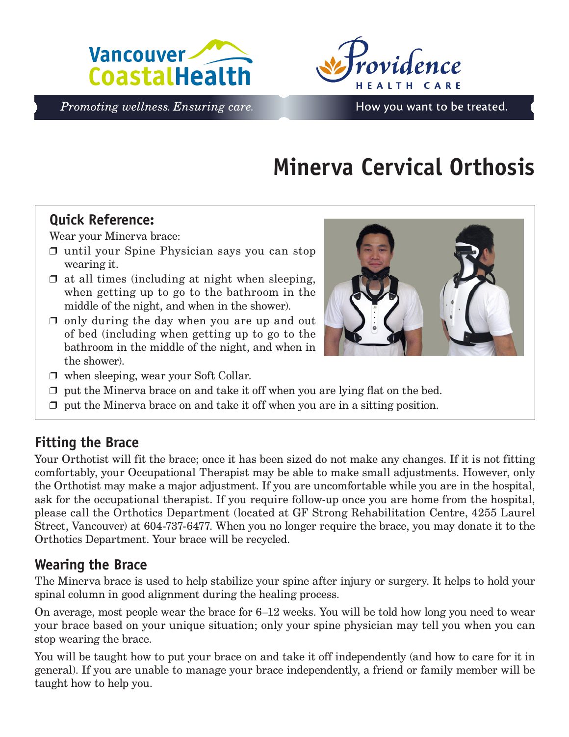Vancouver Coastal Health

*Promoting wellness. Ensuring care.*

Providence HEALTH CARE

How you want to be treated.

# Minerva Cervical Orthosis

## Quick Reference:

Wear your Minerva brace:

- ❒ until your Spine Physician says you can stop wearing it.
- ❒ at all times (including at night when sleeping, when getting up to go to the bathroom in the middle of the night, and when in the shower).
- ❒ only during the day when you are up and out of bed (including when getting up to go to the bathroom in the middle of the night, and when in the shower).
- ❒ when sleeping, wear your Soft Collar.
- ❒ put the Minerva brace on and take it off when you are lying flat on the bed.
- ❒ put the Minerva brace on and take it off when you are in a sitting position.

## Fitting the Brace

Your Orthotist will fit the brace; once it has been sized do not make any changes. If it is not fitting comfortably, your Occupational Therapist may be able to make small adjustments. However, only the Orthotist may make a major adjustment. If you are uncomfortable while you are in the hospital, ask for the occupational therapist. If you require follow-up once you are home from the hospital, please call the Orthotics Department (located at GF Strong Rehabilitation Centre, 4255 Laurel Street, Vancouver) at 604-737-6477. When you no longer require the brace, you may donate it to the Orthotics Department. Your brace will be recycled.

## Wearing the Brace

The Minerva brace is used to help stabilize your spine after injury or surgery. It helps to hold your spinal column in good alignment during the healing process.

On average, most people wear the brace for 6–12 weeks. You will be told how long you need to wear your brace based on your unique situation; only your spine physician may tell you when you can stop wearing the brace.

You will be taught how to put your brace on and take it off independently (and how to care for it in general). If you are unable to manage your brace independently, a friend or family member will be taught how to help you.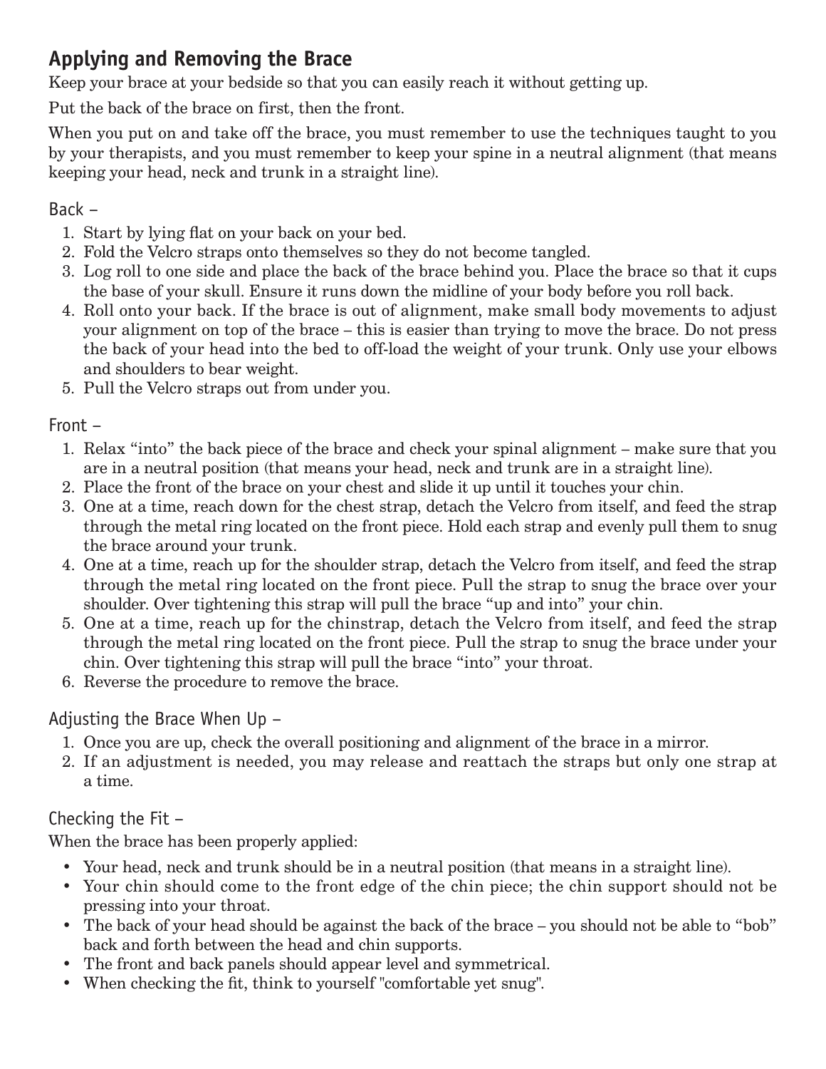## Applying and Removing the Brace

Keep your brace at your bedside so that you can easily reach it without getting up.

Put the back of the brace on first, then the front.

When you put on and take off the brace, you must remember to use the techniques taught to you by your therapists, and you must remember to keep your spine in a neutral alignment (that means keeping your head, neck and trunk in a straight line).

### Back –

1. Start by lying flat on your back on your bed.
2. Fold the Velcro straps onto themselves so they do not become tangled.
3. Log roll to one side and place the back of the brace behind you. Place the brace so that it cups the base of your skull. Ensure it runs down the midline of your body before you roll back.
4. Roll onto your back. If the brace is out of alignment, make small body movements to adjust your alignment on top of the brace – this is easier than trying to move the brace. Do not press the back of your head into the bed to off-load the weight of your trunk. Only use your elbows and shoulders to bear weight.
5. Pull the Velcro straps out from under you.

### Front –

1. Relax "into" the back piece of the brace and check your spinal alignment – make sure that you are in a neutral position (that means your head, neck and trunk are in a straight line).
2. Place the front of the brace on your chest and slide it up until it touches your chin.
3. One at a time, reach down for the chest strap, detach the Velcro from itself, and feed the strap through the metal ring located on the front piece. Hold each strap and evenly pull them to snug the brace around your trunk.
4. One at a time, reach up for the shoulder strap, detach the Velcro from itself, and feed the strap through the metal ring located on the front piece. Pull the strap to snug the brace over your shoulder. Over tightening this strap will pull the brace "up and into" your chin.
5. One at a time, reach up for the chinstrap, detach the Velcro from itself, and feed the strap through the metal ring located on the front piece. Pull the strap to snug the brace under your chin. Over tightening this strap will pull the brace "into" your throat.
6. Reverse the procedure to remove the brace.

### Adjusting the Brace When Up –

1. Once you are up, check the overall positioning and alignment of the brace in a mirror.
2. If an adjustment is needed, you may release and reattach the straps but only one strap at a time.

### Checking the Fit –

When the brace has been properly applied:

- Your head, neck and trunk should be in a neutral position (that means in a straight line).
- Your chin should come to the front edge of the chin piece; the chin support should not be pressing into your throat.
- The back of your head should be against the back of the brace – you should not be able to "bob" back and forth between the head and chin supports.
- The front and back panels should appear level and symmetrical.
- When checking the fit, think to yourself "comfortable yet snug".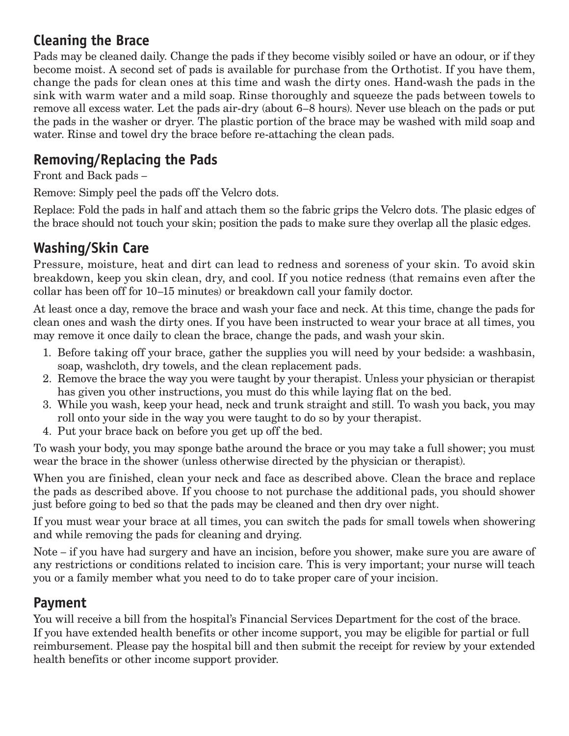## Cleaning the Brace

Pads may be cleaned daily. Change the pads if they become visibly soiled or have an odour, or if they become moist. A second set of pads is available for purchase from the Orthotist. If you have them, change the pads for clean ones at this time and wash the dirty ones. Hand-wash the pads in the sink with warm water and a mild soap. Rinse thoroughly and squeeze the pads between towels to remove all excess water. Let the pads air-dry (about 6–8 hours). Never use bleach on the pads or put the pads in the washer or dryer. The plastic portion of the brace may be washed with mild soap and water. Rinse and towel dry the brace before re-attaching the clean pads.

## Removing/Replacing the Pads

Front and Back pads –

Remove: Simply peel the pads off the Velcro dots.

Replace: Fold the pads in half and attach them so the fabric grips the Velcro dots. The plasic edges of the brace should not touch your skin; position the pads to make sure they overlap all the plasic edges.

## Washing/Skin Care

Pressure, moisture, heat and dirt can lead to redness and soreness of your skin. To avoid skin breakdown, keep you skin clean, dry, and cool. If you notice redness (that remains even after the collar has been off for 10–15 minutes) or breakdown call your family doctor.

At least once a day, remove the brace and wash your face and neck. At this time, change the pads for clean ones and wash the dirty ones. If you have been instructed to wear your brace at all times, you may remove it once daily to clean the brace, change the pads, and wash your skin.

1. Before taking off your brace, gather the supplies you will need by your bedside: a washbasin, soap, washcloth, dry towels, and the clean replacement pads.
2. Remove the brace the way you were taught by your therapist. Unless your physician or therapist has given you other instructions, you must do this while laying flat on the bed.
3. While you wash, keep your head, neck and trunk straight and still. To wash you back, you may roll onto your side in the way you were taught to do so by your therapist.
4. Put your brace back on before you get up off the bed.

To wash your body, you may sponge bathe around the brace or you may take a full shower; you must wear the brace in the shower (unless otherwise directed by the physician or therapist).

When you are finished, clean your neck and face as described above. Clean the brace and replace the pads as described above. If you choose to not purchase the additional pads, you should shower just before going to bed so that the pads may be cleaned and then dry over night.

If you must wear your brace at all times, you can switch the pads for small towels when showering and while removing the pads for cleaning and drying.

Note – if you have had surgery and have an incision, before you shower, make sure you are aware of any restrictions or conditions related to incision care. This is very important; your nurse will teach you or a family member what you need to do to take proper care of your incision.

## Payment

You will receive a bill from the hospital's Financial Services Department for the cost of the brace. If you have extended health benefits or other income support, you may be eligible for partial or full reimbursement. Please pay the hospital bill and then submit the receipt for review by your extended health benefits or other income support provider.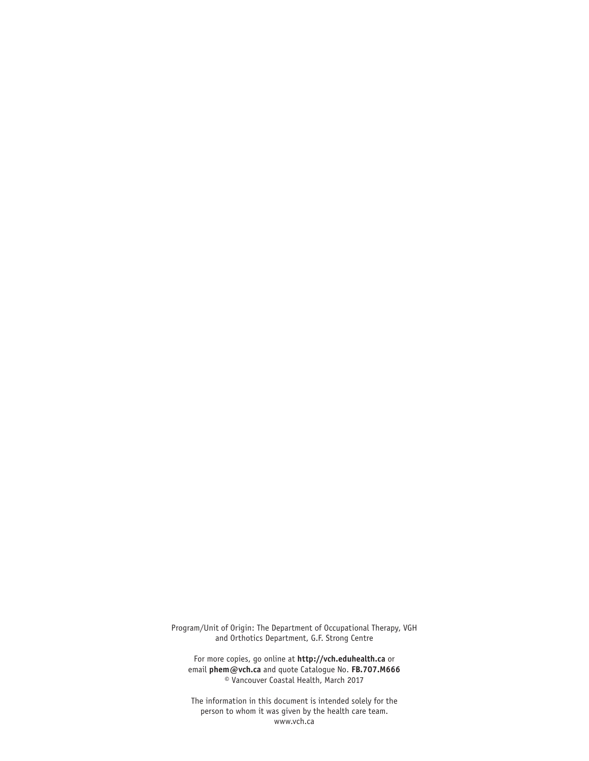Program/Unit of Origin: The Department of Occupational Therapy, VGH
and Orthotics Department, G.F. Strong Centre

For more copies, go online at **http://vch.eduhealth.ca** or
email **phem@vch.ca** and quote Catalogue No. **FB.707.M666**
© Vancouver Coastal Health, March 2017

The information in this document is intended solely for the
person to whom it was given by the health care team.
www.vch.ca